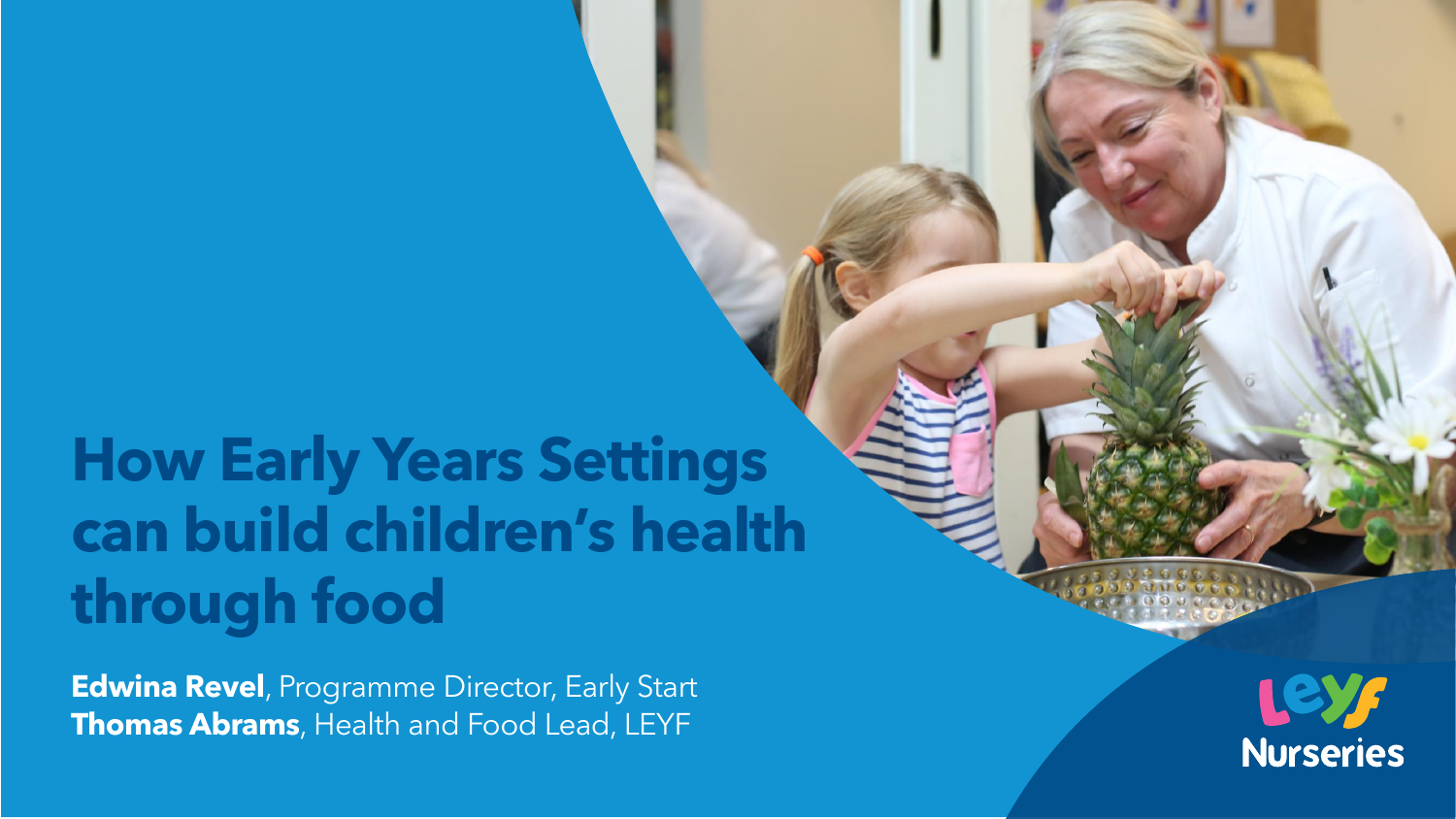# How Early Years Settings can build children's health through food

**Edwina Revel**, Programme Director, Early Start
**Thomas Abrams**, Health and Food Lead, LEYF

LEYF Nurseries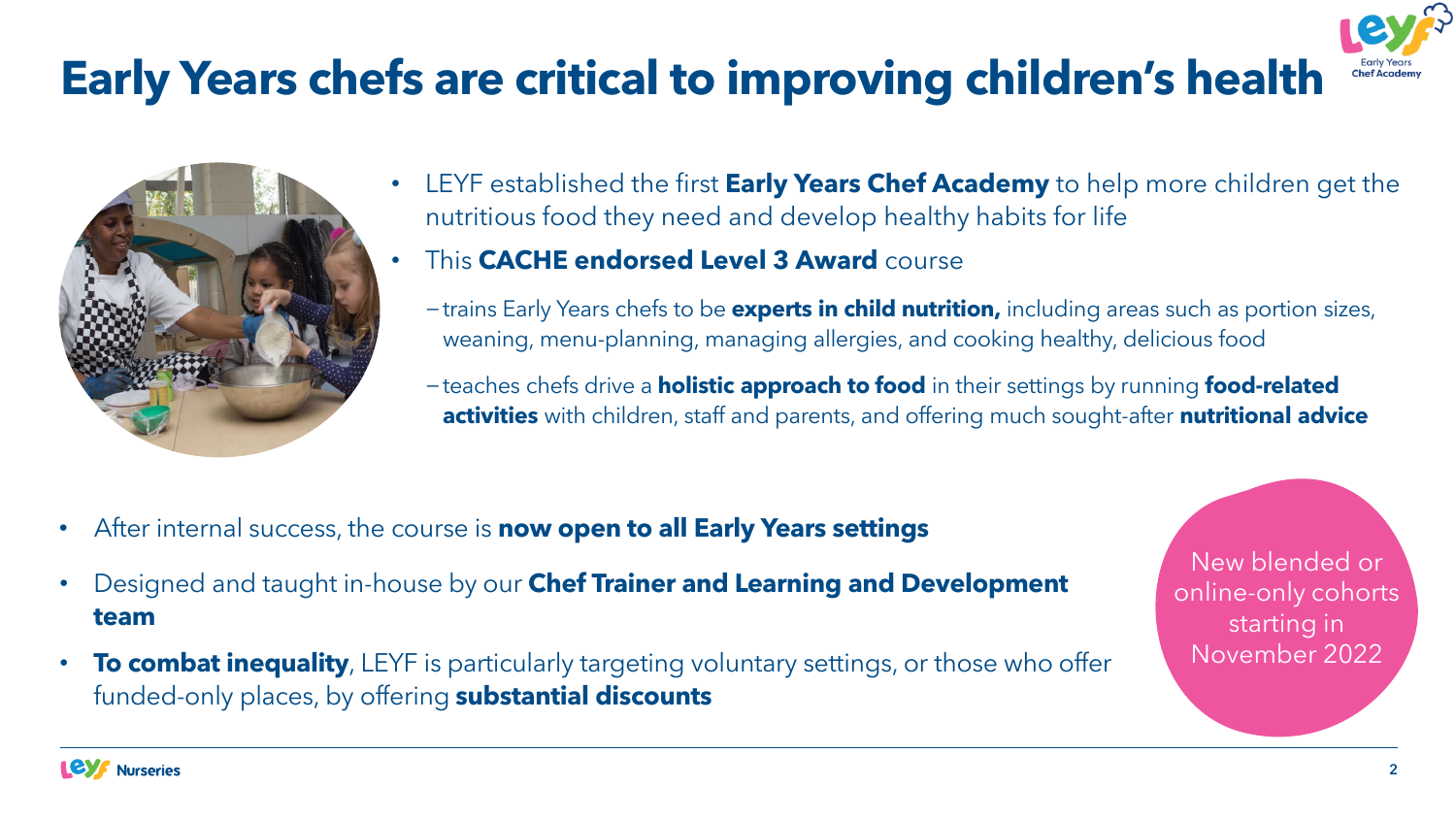# Early Years chefs are critical to improving children's health

- LEYF established the first **Early Years Chef Academy** to help more children get the nutritious food they need and develop healthy habits for life
- This **CACHE endorsed Level 3 Award** course
  - trains Early Years chefs to be **experts in child nutrition,** including areas such as portion sizes, weaning, menu-planning, managing allergies, and cooking healthy, delicious food
  - teaches chefs drive a **holistic approach to food** in their settings by running **food-related activities** with children, staff and parents, and offering much sought-after **nutritional advice**

- After internal success, the course is **now open to all Early Years settings**
- Designed and taught in-house by our **Chef Trainer and Learning and Development team**
- **To combat inequality**, LEYF is particularly targeting voluntary settings, or those who offer funded-only places, by offering **substantial discounts**

New blended or online-only cohorts starting in November 2022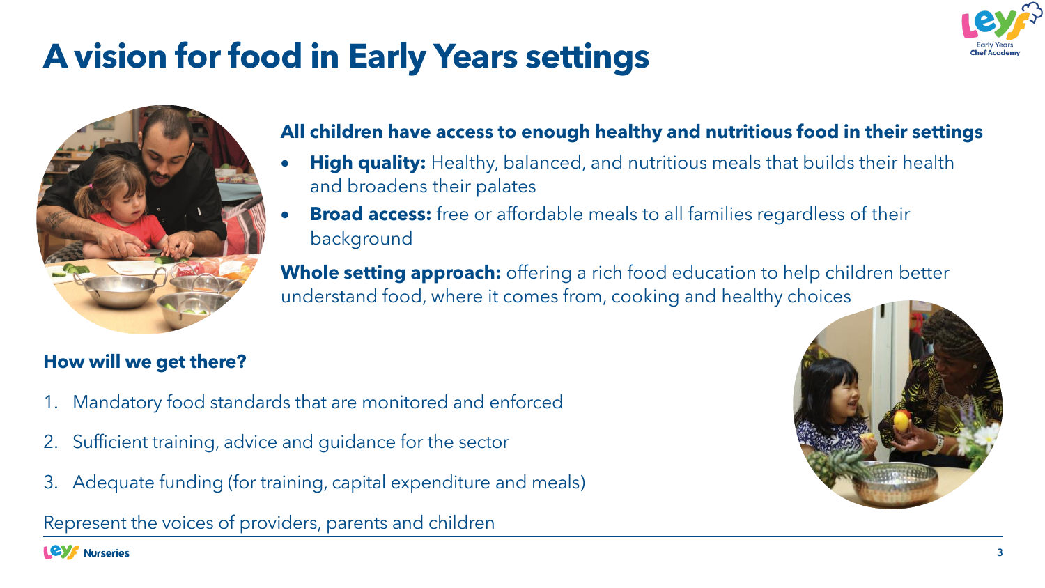# A vision for food in Early Years settings

**All children have access to enough healthy and nutritious food in their settings**

- **High quality:** Healthy, balanced, and nutritious meals that builds their health and broadens their palates
- **Broad access:** free or affordable meals to all families regardless of their background

**Whole setting approach:** offering a rich food education to help children better understand food, where it comes from, cooking and healthy choices

**How will we get there?**

1. Mandatory food standards that are monitored and enforced
2. Sufficient training, advice and guidance for the sector
3. Adequate funding (for training, capital expenditure and meals)

Represent the voices of providers, parents and children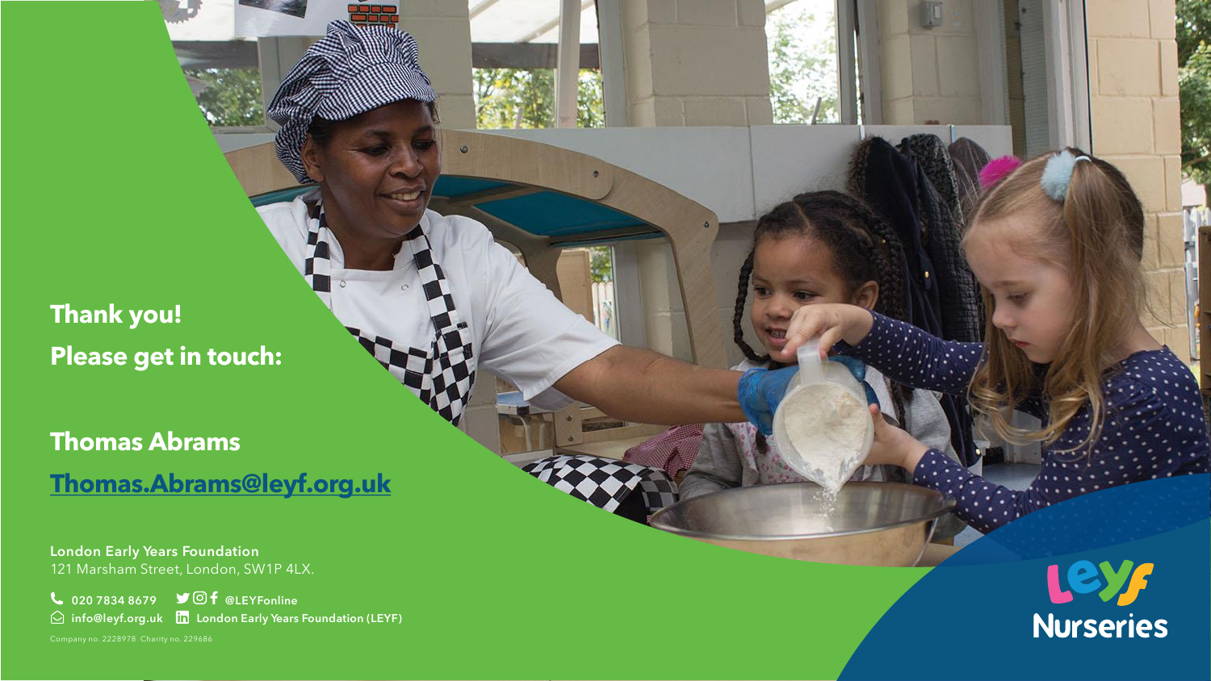**Thank you!**

**Please get in touch:**

**Thomas Abrams**

**Thomas.Abrams@leyf.org.uk**

London Early Years Foundation
121 Marsham Street, London, SW1P 4LX.

020 7834 8679 @LEYFonline
info@leyf.org.uk London Early Years Foundation (LEYF)

Company no. 2228978 Charity no. 229686

LEYF Nurseries